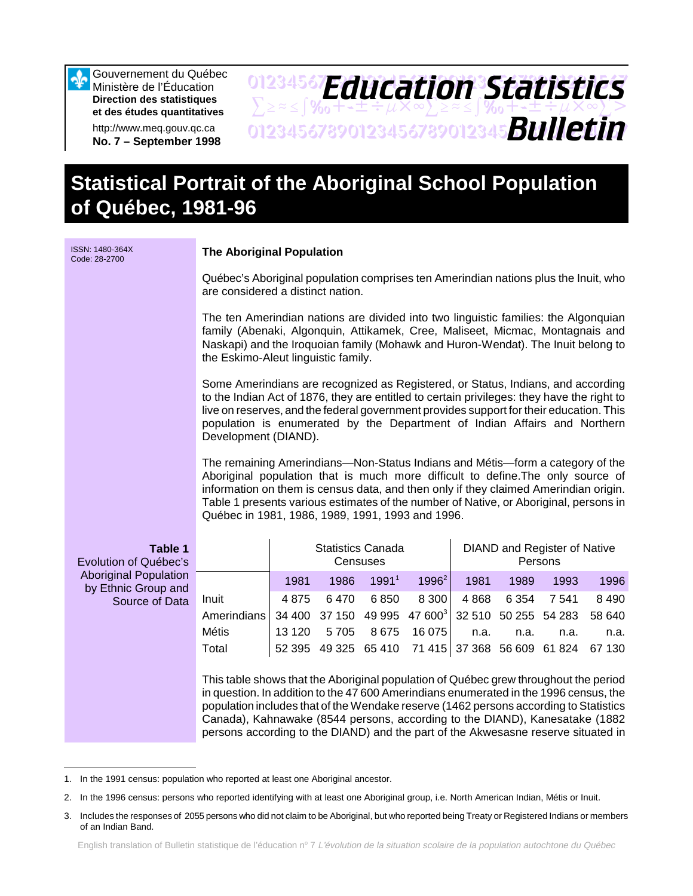Gouvernement du Québec
Ministère de l'Éducation
**Direction des statistiques et des études quantitatives**

http://www.meq.gouv.qc.ca
**No. 7 – September 1998**

# Education Statistics Bulletin

# Statistical Portrait of the Aboriginal School Population of Québec, 1981-96

ISSN: 1480-364X
Code: 28-2700

### The Aboriginal Population

Québec's Aboriginal population comprises ten Amerindian nations plus the Inuit, who are considered a distinct nation.

The ten Amerindian nations are divided into two linguistic families: the Algonquian family (Abenaki, Algonquin, Attikamek, Cree, Maliseet, Micmac, Montagnais and Naskapi) and the Iroquoian family (Mohawk and Huron-Wendat). The Inuit belong to the Eskimo-Aleut linguistic family.

Some Amerindians are recognized as Registered, or Status, Indians, and according to the Indian Act of 1876, they are entitled to certain privileges: they have the right to live on reserves, and the federal government provides support for their education. This population is enumerated by the Department of Indian Affairs and Northern Development (DIAND).

The remaining Amerindians—Non-Status Indians and Métis—form a category of the Aboriginal population that is much more difficult to define.The only source of information on them is census data, and then only if they claimed Amerindian origin. Table 1 presents various estimates of the number of Native, or Aboriginal, persons in Québec in 1981, 1986, 1989, 1991, 1993 and 1996.

**Table 1**
Evolution of Québec's Aboriginal Population by Ethnic Group and Source of Data

| | Statistics Canada Censuses | | | | DIAND and Register of Native Persons | | | |
|---|---|---|---|---|---|---|---|---|
| | 1981 | 1986 | 1991[1] | 1996[2] | 1981 | 1989 | 1993 | 1996 |
| Inuit | 4 875 | 6 470 | 6 850 | 8 300 | 4 868 | 6 354 | 7 541 | 8 490 |
| Amerindians | 34 400 | 37 150 | 49 995 | 47 600[3] | 32 510 | 50 255 | 54 283 | 58 640 |
| Métis | 13 120 | 5 705 | 8 675 | 16 075 | n.a. | n.a. | n.a. | n.a. |
| Total | 52 395 | 49 325 | 65 410 | 71 415 | 37 368 | 56 609 | 61 824 | 67 130 |

This table shows that the Aboriginal population of Québec grew throughout the period in question. In addition to the 47 600 Amerindians enumerated in the 1996 census, the population includes that of the Wendake reserve (1462 persons according to Statistics Canada), Kahnawake (8544 persons, according to the DIAND), Kanesatake (1882 persons according to the DIAND) and the part of the Akwesasne reserve situated in

1. In the 1991 census: population who reported at least one Aboriginal ancestor.
2. In the 1996 census: persons who reported identifying with at least one Aboriginal group, i.e. North American Indian, Métis or Inuit.
3. Includes the responses of 2055 persons who did not claim to be Aboriginal, but who reported being Treaty or Registered Indians or members of an Indian Band.

English translation of Bulletin statistique de l'éducation nº 7 *L'évolution de la situation scolaire de la population autochtone du Québec*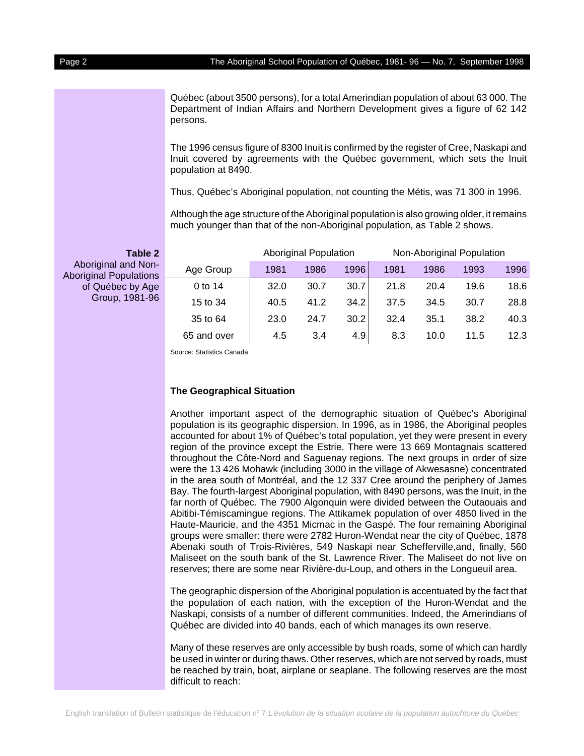Québec (about 3500 persons), for a total Amerindian population of about 63 000. The Department of Indian Affairs and Northern Development gives a figure of 62 142 persons.

The 1996 census figure of 8300 Inuit is confirmed by the register of Cree, Naskapi and Inuit covered by agreements with the Québec government, which sets the Inuit population at 8490.

Thus, Québec's Aboriginal population, not counting the Métis, was 71 300 in 1996.

Although the age structure of the Aboriginal population is also growing older, it remains much younger than that of the non-Aboriginal population, as Table 2 shows.

**Table 2**
Aboriginal and Non-Aboriginal Populations of Québec by Age Group, 1981-96

| | Aboriginal Population | | | Non-Aboriginal Population | | | |
|---|---|---|---|---|---|---|---|
| Age Group | 1981 | 1986 | 1996 | 1981 | 1986 | 1993 | 1996 |
| 0 to 14 | 32.0 | 30.7 | 30.7 | 21.8 | 20.4 | 19.6 | 18.6 |
| 15 to 34 | 40.5 | 41.2 | 34.2 | 37.5 | 34.5 | 30.7 | 28.8 |
| 35 to 64 | 23.0 | 24.7 | 30.2 | 32.4 | 35.1 | 38.2 | 40.3 |
| 65 and over | 4.5 | 3.4 | 4.9 | 8.3 | 10.0 | 11.5 | 12.3 |

Source: Statistics Canada

### The Geographical Situation

Another important aspect of the demographic situation of Québec's Aboriginal population is its geographic dispersion. In 1996, as in 1986, the Aboriginal peoples accounted for about 1% of Québec's total population, yet they were present in every region of the province except the Estrie. There were 13 669 Montagnais scattered throughout the Côte-Nord and Saguenay regions. The next groups in order of size were the 13 426 Mohawk (including 3000 in the village of Akwesasne) concentrated in the area south of Montréal, and the 12 337 Cree around the periphery of James Bay. The fourth-largest Aboriginal population, with 8490 persons, was the Inuit, in the far north of Québec. The 7900 Algonquin were divided between the Outaouais and Abitibi-Témiscamingue regions. The Attikamek population of over 4850 lived in the Haute-Mauricie, and the 4351 Micmac in the Gaspé. The four remaining Aboriginal groups were smaller: there were 2782 Huron-Wendat near the city of Québec, 1878 Abenaki south of Trois-Rivières, 549 Naskapi near Schefferville,and, finally, 560 Maliseet on the south bank of the St. Lawrence River. The Maliseet do not live on reserves; there are some near Rivière-du-Loup, and others in the Longueuil area.

The geographic dispersion of the Aboriginal population is accentuated by the fact that the population of each nation, with the exception of the Huron-Wendat and the Naskapi, consists of a number of different communities. Indeed, the Amerindians of Québec are divided into 40 bands, each of which manages its own reserve.

Many of these reserves are only accessible by bush roads, some of which can hardly be used in winter or during thaws. Other reserves, which are not served by roads, must be reached by train, boat, airplane or seaplane. The following reserves are the most difficult to reach: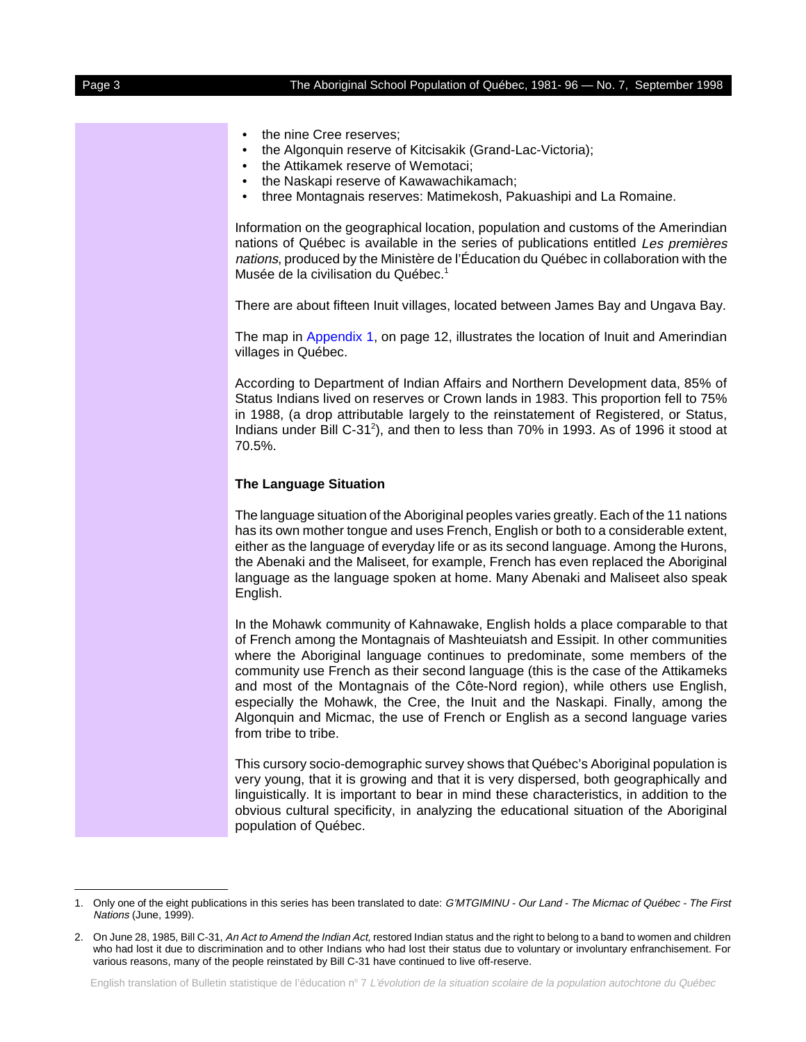- the nine Cree reserves;
- the Algonquin reserve of Kitcisakik (Grand-Lac-Victoria);
- the Attikamek reserve of Wemotaci;
- the Naskapi reserve of Kawawachikamach;
- three Montagnais reserves: Matimekosh, Pakuashipi and La Romaine.

Information on the geographical location, population and customs of the Amerindian nations of Québec is available in the series of publications entitled *Les premières nations*, produced by the Ministère de l'Éducation du Québec in collaboration with the Musée de la civilisation du Québec.[1]

There are about fifteen Inuit villages, located between James Bay and Ungava Bay.

The map in Appendix 1, on page 12, illustrates the location of Inuit and Amerindian villages in Québec.

According to Department of Indian Affairs and Northern Development data, 85% of Status Indians lived on reserves or Crown lands in 1983. This proportion fell to 75% in 1988, (a drop attributable largely to the reinstatement of Registered, or Status, Indians under Bill C-31[2]), and then to less than 70% in 1993. As of 1996 it stood at 70.5%.

### The Language Situation

The language situation of the Aboriginal peoples varies greatly. Each of the 11 nations has its own mother tongue and uses French, English or both to a considerable extent, either as the language of everyday life or as its second language. Among the Hurons, the Abenaki and the Maliseet, for example, French has even replaced the Aboriginal language as the language spoken at home. Many Abenaki and Maliseet also speak English.

In the Mohawk community of Kahnawake, English holds a place comparable to that of French among the Montagnais of Mashteuiatsh and Essipit. In other communities where the Aboriginal language continues to predominate, some members of the community use French as their second language (this is the case of the Attikameks and most of the Montagnais of the Côte-Nord region), while others use English, especially the Mohawk, the Cree, the Inuit and the Naskapi. Finally, among the Algonquin and Micmac, the use of French or English as a second language varies from tribe to tribe.

This cursory socio-demographic survey shows that Québec's Aboriginal population is very young, that it is growing and that it is very dispersed, both geographically and linguistically. It is important to bear in mind these characteristics, in addition to the obvious cultural specificity, in analyzing the educational situation of the Aboriginal population of Québec.

---

1. Only one of the eight publications in this series has been translated to date: *G'MTGIMINU - Our Land - The Micmac of Québec - The First Nations* (June, 1999).

2. On June 28, 1985, Bill C-31, *An Act to Amend the Indian Act,* restored Indian status and the right to belong to a band to women and children who had lost it due to discrimination and to other Indians who had lost their status due to voluntary or involuntary enfranchisement. For various reasons, many of the people reinstated by Bill C-31 have continued to live off-reserve.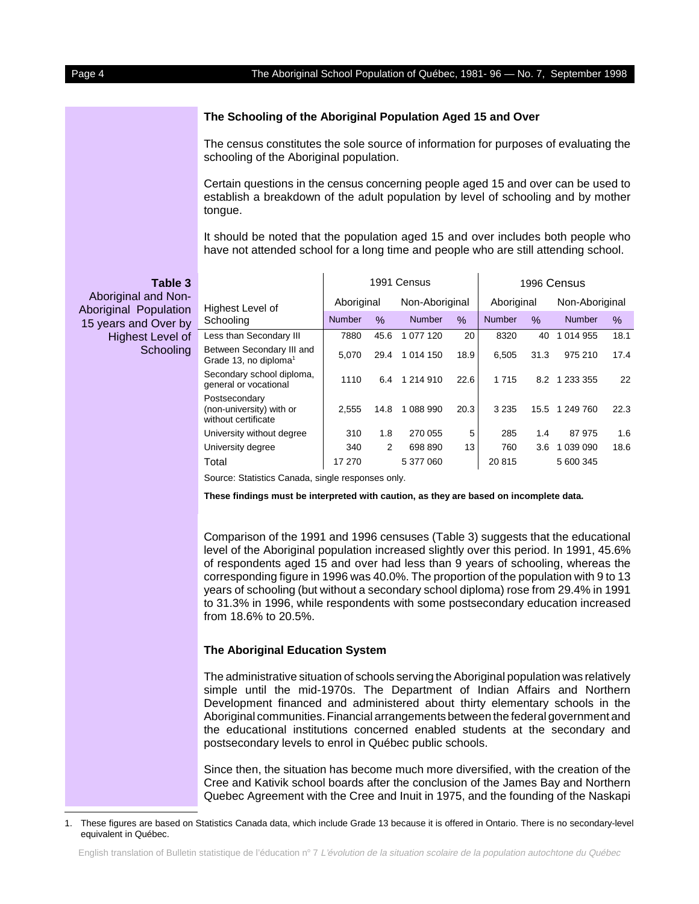### The Schooling of the Aboriginal Population Aged 15 and Over

The census constitutes the sole source of information for purposes of evaluating the schooling of the Aboriginal population.

Certain questions in the census concerning people aged 15 and over can be used to establish a breakdown of the adult population by level of schooling and by mother tongue.

It should be noted that the population aged 15 and over includes both people who have not attended school for a long time and people who are still attending school.

**Table 3**
Aboriginal and Non-Aboriginal Population 15 years and Over by Highest Level of Schooling

| Highest Level of Schooling | 1991 Census | | | | 1996 Census | | | |
|---|---|---|---|---|---|---|---|---|
| | Aboriginal | | Non-Aboriginal | | Aboriginal | | Non-Aboriginal | |
| | Number | % | Number | % | Number | % | Number | % |
| Less than Secondary III | 7880 | 45.6 | 1 077 120 | 20 | 8320 | 40 | 1 014 955 | 18.1 |
| Between Secondary III and Grade 13, no diploma[1] | 5,070 | 29.4 | 1 014 150 | 18.9 | 6,505 | 31.3 | 975 210 | 17.4 |
| Secondary school diploma, general or vocational | 1110 | 6.4 | 1 214 910 | 22.6 | 1 715 | 8.2 | 1 233 355 | 22 |
| Postsecondary (non-university) with or without certificate | 2,555 | 14.8 | 1 088 990 | 20.3 | 3 235 | 15.5 | 1 249 760 | 22.3 |
| University without degree | 310 | 1.8 | 270 055 | 5 | 285 | 1.4 | 87 975 | 1.6 |
| University degree | 340 | 2 | 698 890 | 13 | 760 | 3.6 | 1 039 090 | 18.6 |
| Total | 17 270 | | 5 377 060 | | 20 815 | | 5 600 345 | |

Source: Statistics Canada, single responses only.

**These findings must be interpreted with caution, as they are based on incomplete data.**

Comparison of the 1991 and 1996 censuses (Table 3) suggests that the educational level of the Aboriginal population increased slightly over this period. In 1991, 45.6% of respondents aged 15 and over had less than 9 years of schooling, whereas the corresponding figure in 1996 was 40.0%. The proportion of the population with 9 to 13 years of schooling (but without a secondary school diploma) rose from 29.4% in 1991 to 31.3% in 1996, while respondents with some postsecondary education increased from 18.6% to 20.5%.

### The Aboriginal Education System

The administrative situation of schools serving the Aboriginal population was relatively simple until the mid-1970s. The Department of Indian Affairs and Northern Development financed and administered about thirty elementary schools in the Aboriginal communities. Financial arrangements between the federal government and the educational institutions concerned enabled students at the secondary and postsecondary levels to enrol in Québec public schools.

Since then, the situation has become much more diversified, with the creation of the Cree and Kativik school boards after the conclusion of the James Bay and Northern Quebec Agreement with the Cree and Inuit in 1975, and the founding of the Naskapi

1. These figures are based on Statistics Canada data, which include Grade 13 because it is offered in Ontario. There is no secondary-level equivalent in Québec.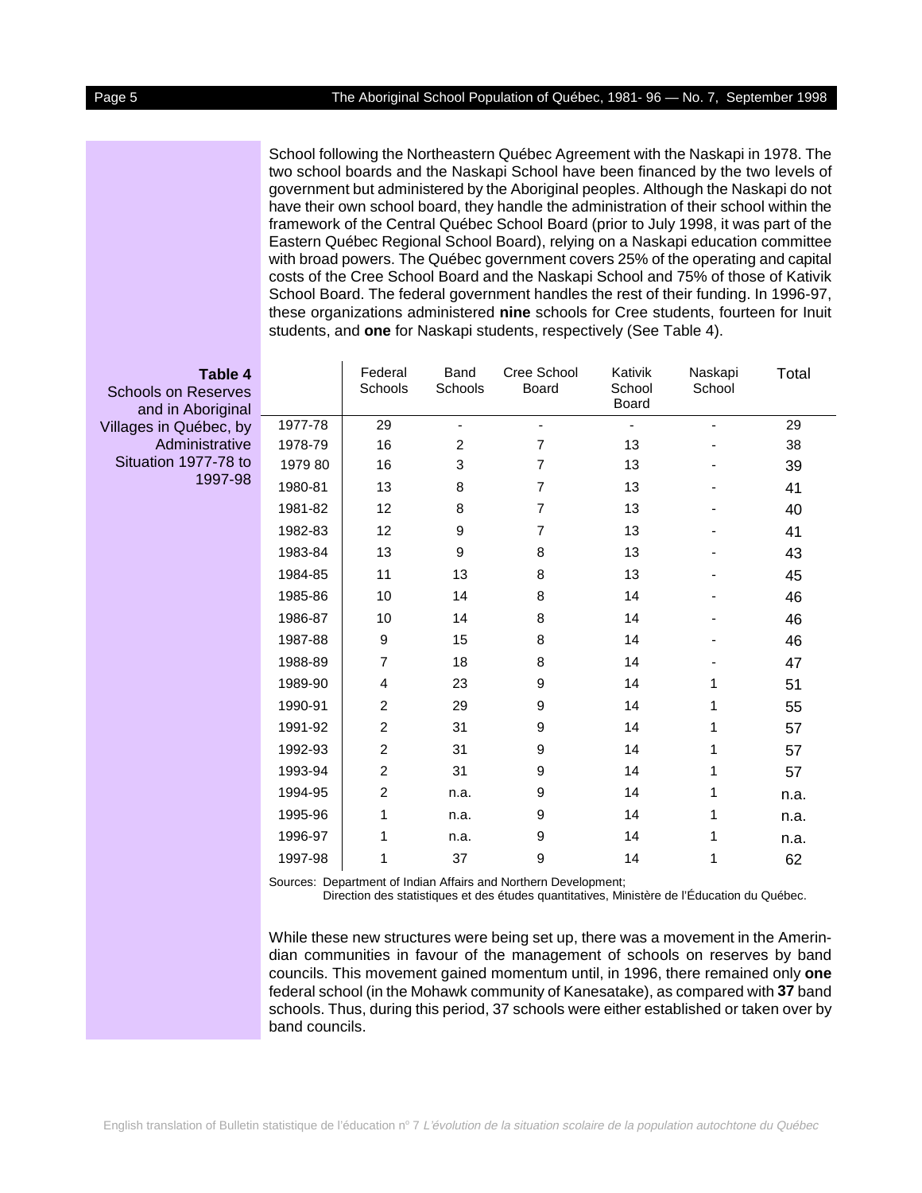School following the Northeastern Québec Agreement with the Naskapi in 1978. The two school boards and the Naskapi School have been financed by the two levels of government but administered by the Aboriginal peoples. Although the Naskapi do not have their own school board, they handle the administration of their school within the framework of the Central Québec School Board (prior to July 1998, it was part of the Eastern Québec Regional School Board), relying on a Naskapi education committee with broad powers. The Québec government covers 25% of the operating and capital costs of the Cree School Board and the Naskapi School and 75% of those of Kativik School Board. The federal government handles the rest of their funding. In 1996-97, these organizations administered **nine** schools for Cree students, fourteen for Inuit students, and **one** for Naskapi students, respectively (See Table 4).

**Table 4**
Schools on Reserves and in Aboriginal Villages in Québec, by Administrative Situation 1977-78 to 1997-98

| | Federal Schools | Band Schools | Cree School Board | Kativik School Board | Naskapi School | Total |
|---|---|---|---|---|---|---|
| 1977-78 | 29 | - | - | - | - | 29 |
| 1978-79 | 16 | 2 | 7 | 13 | - | 38 |
| 1979 80 | 16 | 3 | 7 | 13 | - | 39 |
| 1980-81 | 13 | 8 | 7 | 13 | - | 41 |
| 1981-82 | 12 | 8 | 7 | 13 | - | 40 |
| 1982-83 | 12 | 9 | 7 | 13 | - | 41 |
| 1983-84 | 13 | 9 | 8 | 13 | - | 43 |
| 1984-85 | 11 | 13 | 8 | 13 | - | 45 |
| 1985-86 | 10 | 14 | 8 | 14 | - | 46 |
| 1986-87 | 10 | 14 | 8 | 14 | - | 46 |
| 1987-88 | 9 | 15 | 8 | 14 | - | 46 |
| 1988-89 | 7 | 18 | 8 | 14 | - | 47 |
| 1989-90 | 4 | 23 | 9 | 14 | 1 | 51 |
| 1990-91 | 2 | 29 | 9 | 14 | 1 | 55 |
| 1991-92 | 2 | 31 | 9 | 14 | 1 | 57 |
| 1992-93 | 2 | 31 | 9 | 14 | 1 | 57 |
| 1993-94 | 2 | 31 | 9 | 14 | 1 | 57 |
| 1994-95 | 2 | n.a. | 9 | 14 | 1 | n.a. |
| 1995-96 | 1 | n.a. | 9 | 14 | 1 | n.a. |
| 1996-97 | 1 | n.a. | 9 | 14 | 1 | n.a. |
| 1997-98 | 1 | 37 | 9 | 14 | 1 | 62 |

Sources: Department of Indian Affairs and Northern Development;
Direction des statistiques et des études quantitatives, Ministère de l'Éducation du Québec.

While these new structures were being set up, there was a movement in the Amerindian communities in favour of the management of schools on reserves by band councils. This movement gained momentum until, in 1996, there remained only **one** federal school (in the Mohawk community of Kanesatake), as compared with **37** band schools. Thus, during this period, 37 schools were either established or taken over by band councils.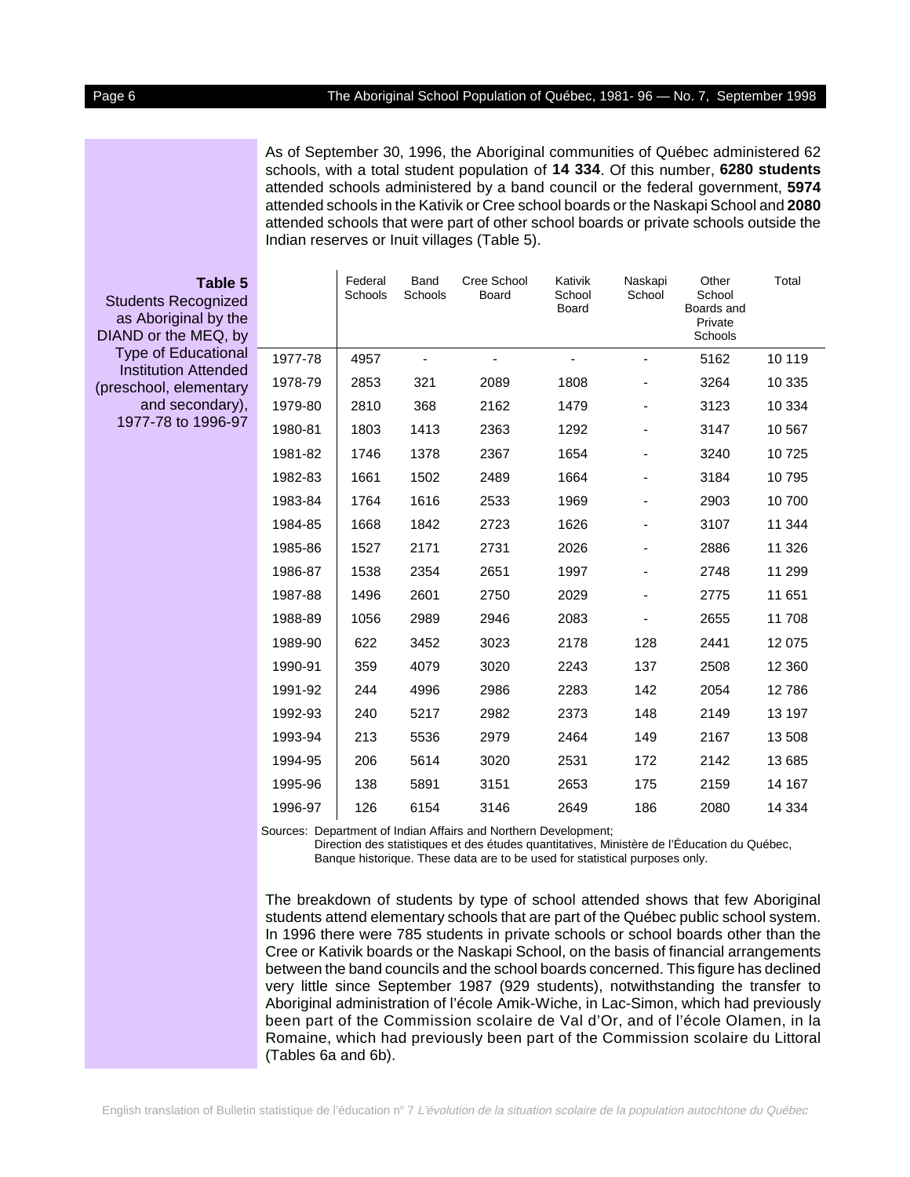As of September 30, 1996, the Aboriginal communities of Québec administered 62 schools, with a total student population of **14 334**. Of this number, **6280 students** attended schools administered by a band council or the federal government, **5974** attended schools in the Kativik or Cree school boards or the Naskapi School and **2080** attended schools that were part of other school boards or private schools outside the Indian reserves or Inuit villages (Table 5).

**Table 5**
Students Recognized as Aboriginal by the DIAND or the MEQ, by Type of Educational Institution Attended (preschool, elementary and secondary), 1977-78 to 1996-97

| | Federal Schools | Band Schools | Cree School Board | Kativik School Board | Naskapi School | Other School Boards and Private Schools | Total |
|---|---|---|---|---|---|---|---|
| 1977-78 | 4957 | - | - | - | - | 5162 | 10 119 |
| 1978-79 | 2853 | 321 | 2089 | 1808 | - | 3264 | 10 335 |
| 1979-80 | 2810 | 368 | 2162 | 1479 | - | 3123 | 10 334 |
| 1980-81 | 1803 | 1413 | 2363 | 1292 | - | 3147 | 10 567 |
| 1981-82 | 1746 | 1378 | 2367 | 1654 | - | 3240 | 10 725 |
| 1982-83 | 1661 | 1502 | 2489 | 1664 | - | 3184 | 10 795 |
| 1983-84 | 1764 | 1616 | 2533 | 1969 | - | 2903 | 10 700 |
| 1984-85 | 1668 | 1842 | 2723 | 1626 | - | 3107 | 11 344 |
| 1985-86 | 1527 | 2171 | 2731 | 2026 | - | 2886 | 11 326 |
| 1986-87 | 1538 | 2354 | 2651 | 1997 | - | 2748 | 11 299 |
| 1987-88 | 1496 | 2601 | 2750 | 2029 | - | 2775 | 11 651 |
| 1988-89 | 1056 | 2989 | 2946 | 2083 | - | 2655 | 11 708 |
| 1989-90 | 622 | 3452 | 3023 | 2178 | 128 | 2441 | 12 075 |
| 1990-91 | 359 | 4079 | 3020 | 2243 | 137 | 2508 | 12 360 |
| 1991-92 | 244 | 4996 | 2986 | 2283 | 142 | 2054 | 12 786 |
| 1992-93 | 240 | 5217 | 2982 | 2373 | 148 | 2149 | 13 197 |
| 1993-94 | 213 | 5536 | 2979 | 2464 | 149 | 2167 | 13 508 |
| 1994-95 | 206 | 5614 | 3020 | 2531 | 172 | 2142 | 13 685 |
| 1995-96 | 138 | 5891 | 3151 | 2653 | 175 | 2159 | 14 167 |
| 1996-97 | 126 | 6154 | 3146 | 2649 | 186 | 2080 | 14 334 |

Sources: Department of Indian Affairs and Northern Development;
Direction des statistiques et des études quantitatives, Ministère de l'Éducation du Québec, Banque historique. These data are to be used for statistical purposes only.

The breakdown of students by type of school attended shows that few Aboriginal students attend elementary schools that are part of the Québec public school system. In 1996 there were 785 students in private schools or school boards other than the Cree or Kativik boards or the Naskapi School, on the basis of financial arrangements between the band councils and the school boards concerned. This figure has declined very little since September 1987 (929 students), notwithstanding the transfer to Aboriginal administration of l'école Amik-Wiche, in Lac-Simon, which had previously been part of the Commission scolaire de Val d'Or, and of l'école Olamen, in la Romaine, which had previously been part of the Commission scolaire du Littoral (Tables 6a and 6b).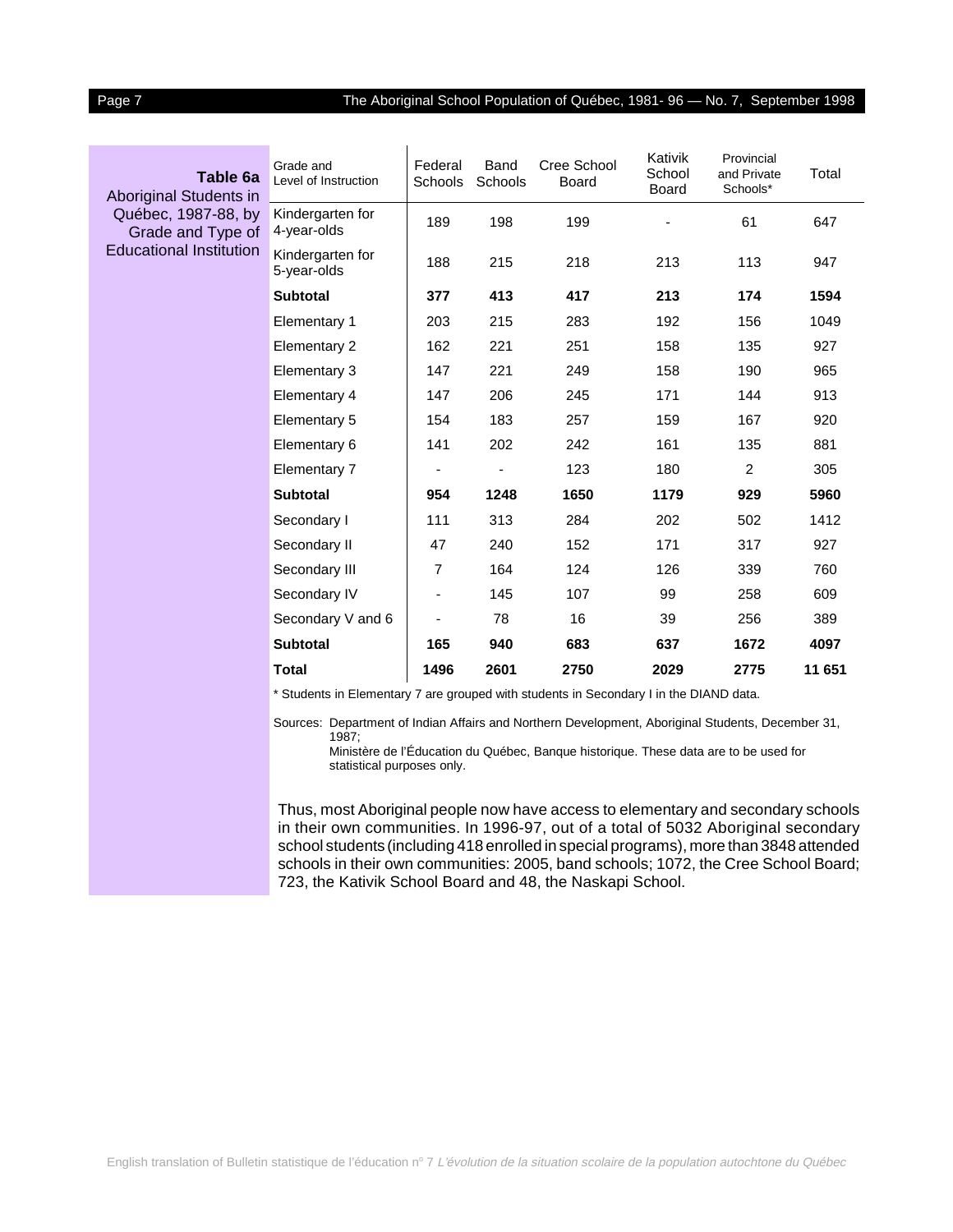**Table 6a**
Aboriginal Students in Québec, 1987-88, by Grade and Type of Educational Institution

| Grade and Level of Instruction | Federal Schools | Band Schools | Cree School Board | Kativik School Board | Provincial and Private Schools* | Total |
|---|---|---|---|---|---|---|
| Kindergarten for 4-year-olds | 189 | 198 | 199 | - | 61 | 647 |
| Kindergarten for 5-year-olds | 188 | 215 | 218 | 213 | 113 | 947 |
| **Subtotal** | **377** | **413** | **417** | **213** | **174** | **1594** |
| Elementary 1 | 203 | 215 | 283 | 192 | 156 | 1049 |
| Elementary 2 | 162 | 221 | 251 | 158 | 135 | 927 |
| Elementary 3 | 147 | 221 | 249 | 158 | 190 | 965 |
| Elementary 4 | 147 | 206 | 245 | 171 | 144 | 913 |
| Elementary 5 | 154 | 183 | 257 | 159 | 167 | 920 |
| Elementary 6 | 141 | 202 | 242 | 161 | 135 | 881 |
| Elementary 7 | - | - | 123 | 180 | 2 | 305 |
| **Subtotal** | **954** | **1248** | **1650** | **1179** | **929** | **5960** |
| Secondary I | 111 | 313 | 284 | 202 | 502 | 1412 |
| Secondary II | 47 | 240 | 152 | 171 | 317 | 927 |
| Secondary III | 7 | 164 | 124 | 126 | 339 | 760 |
| Secondary IV | - | 145 | 107 | 99 | 258 | 609 |
| Secondary V and 6 | - | 78 | 16 | 39 | 256 | 389 |
| **Subtotal** | **165** | **940** | **683** | **637** | **1672** | **4097** |
| **Total** | **1496** | **2601** | **2750** | **2029** | **2775** | **11 651** |

* Students in Elementary 7 are grouped with students in Secondary I in the DIAND data.

Sources: Department of Indian Affairs and Northern Development, Aboriginal Students, December 31, 1987;
Ministère de l'Éducation du Québec, Banque historique. These data are to be used for statistical purposes only.

Thus, most Aboriginal people now have access to elementary and secondary schools in their own communities. In 1996-97, out of a total of 5032 Aboriginal secondary school students (including 418 enrolled in special programs), more than 3848 attended schools in their own communities: 2005, band schools; 1072, the Cree School Board; 723, the Kativik School Board and 48, the Naskapi School.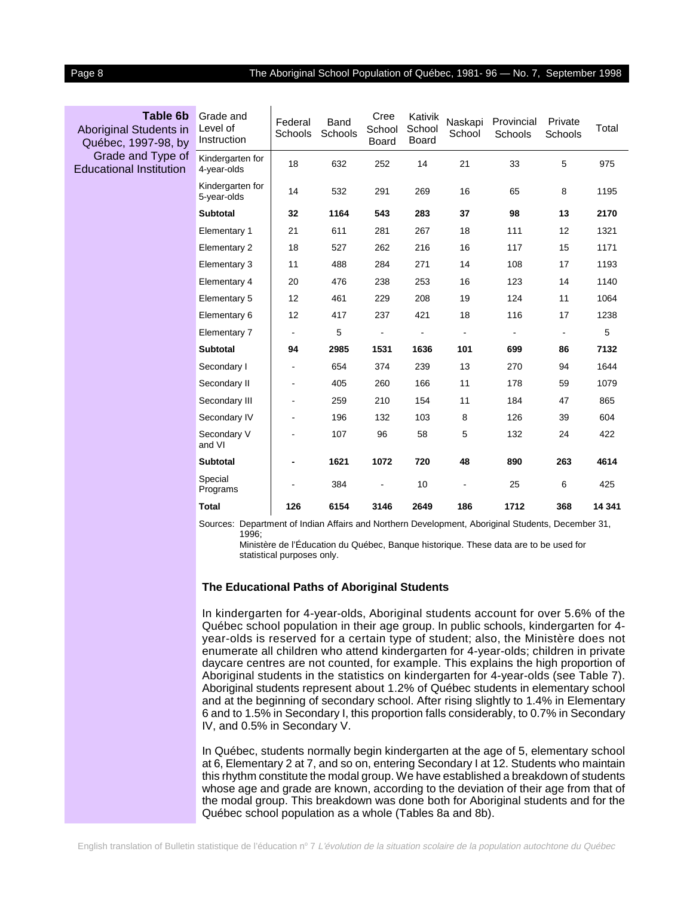**Table 6b**
Aboriginal Students in Québec, 1997-98, by Grade and Type of Educational Institution

| Grade and Level of Instruction | Federal Schools | Band Schools | Cree School Board | Kativik School Board | Naskapi School | Provincial Schools | Private Schools | Total |
|---|---|---|---|---|---|---|---|---|
| Kindergarten for 4-year-olds | 18 | 632 | 252 | 14 | 21 | 33 | 5 | 975 |
| Kindergarten for 5-year-olds | 14 | 532 | 291 | 269 | 16 | 65 | 8 | 1195 |
| **Subtotal** | **32** | **1164** | **543** | **283** | **37** | **98** | **13** | **2170** |
| Elementary 1 | 21 | 611 | 281 | 267 | 18 | 111 | 12 | 1321 |
| Elementary 2 | 18 | 527 | 262 | 216 | 16 | 117 | 15 | 1171 |
| Elementary 3 | 11 | 488 | 284 | 271 | 14 | 108 | 17 | 1193 |
| Elementary 4 | 20 | 476 | 238 | 253 | 16 | 123 | 14 | 1140 |
| Elementary 5 | 12 | 461 | 229 | 208 | 19 | 124 | 11 | 1064 |
| Elementary 6 | 12 | 417 | 237 | 421 | 18 | 116 | 17 | 1238 |
| Elementary 7 | - | 5 | - | - | - | - | - | 5 |
| **Subtotal** | **94** | **2985** | **1531** | **1636** | **101** | **699** | **86** | **7132** |
| Secondary I | - | 654 | 374 | 239 | 13 | 270 | 94 | 1644 |
| Secondary II | - | 405 | 260 | 166 | 11 | 178 | 59 | 1079 |
| Secondary III | - | 259 | 210 | 154 | 11 | 184 | 47 | 865 |
| Secondary IV | - | 196 | 132 | 103 | 8 | 126 | 39 | 604 |
| Secondary V and VI | - | 107 | 96 | 58 | 5 | 132 | 24 | 422 |
| **Subtotal** | **-** | **1621** | **1072** | **720** | **48** | **890** | **263** | **4614** |
| Special Programs | - | 384 | - | 10 | - | 25 | 6 | 425 |
| **Total** | **126** | **6154** | **3146** | **2649** | **186** | **1712** | **368** | **14 341** |

Sources: Department of Indian Affairs and Northern Development, Aboriginal Students, December 31, 1996;
Ministère de l'Éducation du Québec, Banque historique. These data are to be used for statistical purposes only.

### The Educational Paths of Aboriginal Students

In kindergarten for 4-year-olds, Aboriginal students account for over 5.6% of the Québec school population in their age group. In public schools, kindergarten for 4-year-olds is reserved for a certain type of student; also, the Ministère does not enumerate all children who attend kindergarten for 4-year-olds; children in private daycare centres are not counted, for example. This explains the high proportion of Aboriginal students in the statistics on kindergarten for 4-year-olds (see Table 7). Aboriginal students represent about 1.2% of Québec students in elementary school and at the beginning of secondary school. After rising slightly to 1.4% in Elementary 6 and to 1.5% in Secondary I, this proportion falls considerably, to 0.7% in Secondary IV, and 0.5% in Secondary V.

In Québec, students normally begin kindergarten at the age of 5, elementary school at 6, Elementary 2 at 7, and so on, entering Secondary I at 12. Students who maintain this rhythm constitute the modal group. We have established a breakdown of students whose age and grade are known, according to the deviation of their age from that of the modal group. This breakdown was done both for Aboriginal students and for the Québec school population as a whole (Tables 8a and 8b).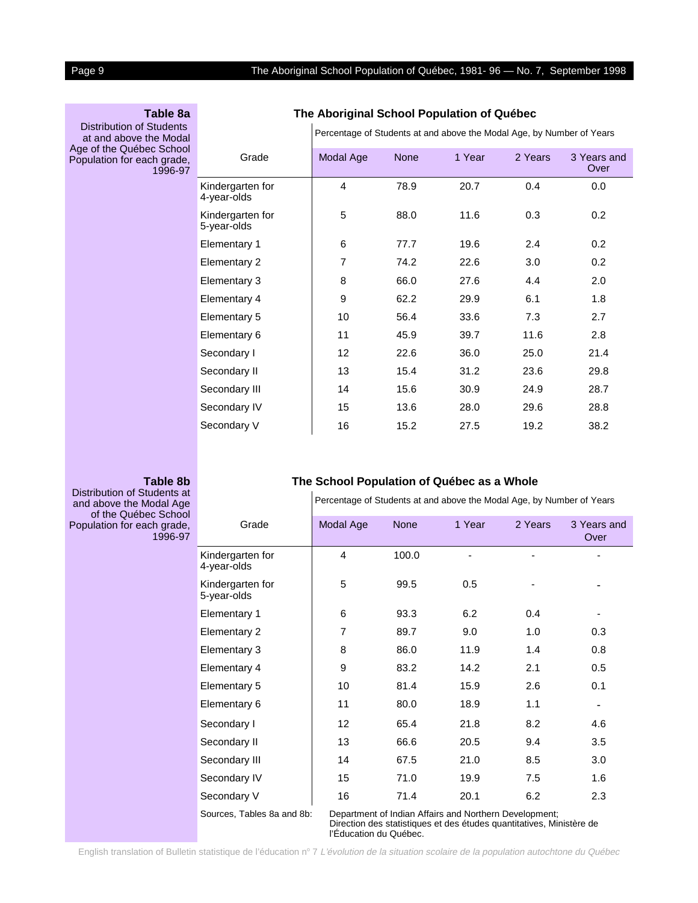**Table 8a**
Distribution of Students at and above the Modal Age of the Québec School Population for each grade, 1996-97

### The Aboriginal School Population of Québec

| Grade | Percentage of Students at and above the Modal Age, by Number of Years | | | | |
|---|---|---|---|---|---|
| | Modal Age | None | 1 Year | 2 Years | 3 Years and Over |
| Kindergarten for 4-year-olds | 4 | 78.9 | 20.7 | 0.4 | 0.0 |
| Kindergarten for 5-year-olds | 5 | 88.0 | 11.6 | 0.3 | 0.2 |
| Elementary 1 | 6 | 77.7 | 19.6 | 2.4 | 0.2 |
| Elementary 2 | 7 | 74.2 | 22.6 | 3.0 | 0.2 |
| Elementary 3 | 8 | 66.0 | 27.6 | 4.4 | 2.0 |
| Elementary 4 | 9 | 62.2 | 29.9 | 6.1 | 1.8 |
| Elementary 5 | 10 | 56.4 | 33.6 | 7.3 | 2.7 |
| Elementary 6 | 11 | 45.9 | 39.7 | 11.6 | 2.8 |
| Secondary I | 12 | 22.6 | 36.0 | 25.0 | 21.4 |
| Secondary II | 13 | 15.4 | 31.2 | 23.6 | 29.8 |
| Secondary III | 14 | 15.6 | 30.9 | 24.9 | 28.7 |
| Secondary IV | 15 | 13.6 | 28.0 | 29.6 | 28.8 |
| Secondary V | 16 | 15.2 | 27.5 | 19.2 | 38.2 |

**Table 8b**
Distribution of Students at and above the Modal Age of the Québec School Population for each grade, 1996-97

### The School Population of Québec as a Whole

| Grade | Percentage of Students at and above the Modal Age, by Number of Years | | | | |
|---|---|---|---|---|---|
| | Modal Age | None | 1 Year | 2 Years | 3 Years and Over |
| Kindergarten for 4-year-olds | 4 | 100.0 | - | - | - |
| Kindergarten for 5-year-olds | 5 | 99.5 | 0.5 | - | - |
| Elementary 1 | 6 | 93.3 | 6.2 | 0.4 | - |
| Elementary 2 | 7 | 89.7 | 9.0 | 1.0 | 0.3 |
| Elementary 3 | 8 | 86.0 | 11.9 | 1.4 | 0.8 |
| Elementary 4 | 9 | 83.2 | 14.2 | 2.1 | 0.5 |
| Elementary 5 | 10 | 81.4 | 15.9 | 2.6 | 0.1 |
| Elementary 6 | 11 | 80.0 | 18.9 | 1.1 | - |
| Secondary I | 12 | 65.4 | 21.8 | 8.2 | 4.6 |
| Secondary II | 13 | 66.6 | 20.5 | 9.4 | 3.5 |
| Secondary III | 14 | 67.5 | 21.0 | 8.5 | 3.0 |
| Secondary IV | 15 | 71.0 | 19.9 | 7.5 | 1.6 |
| Secondary V | 16 | 71.4 | 20.1 | 6.2 | 2.3 |

Sources, Tables 8a and 8b: Department of Indian Affairs and Northern Development; Direction des statistiques et des études quantitatives, Ministère de l'Éducation du Québec.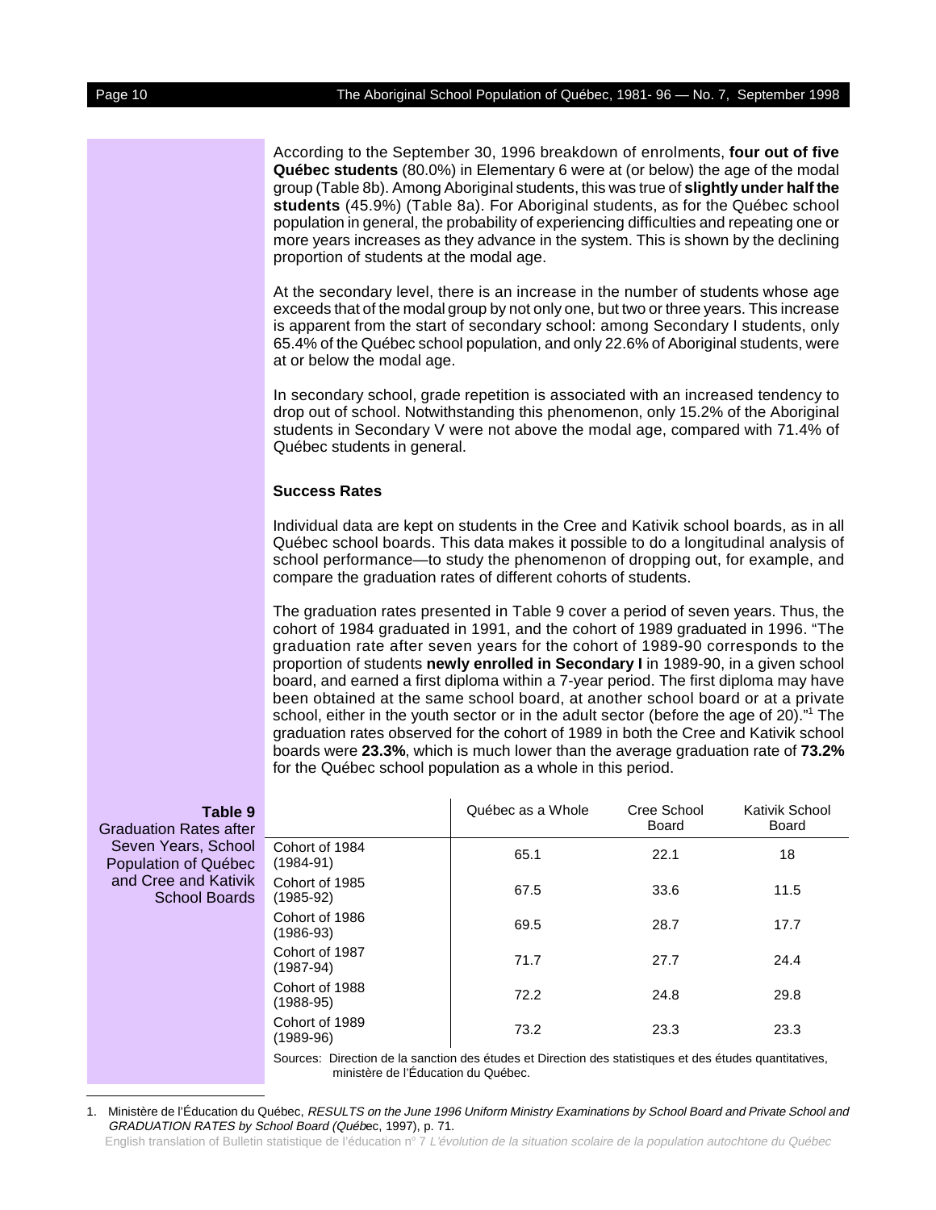According to the September 30, 1996 breakdown of enrolments, **four out of five Québec students** (80.0%) in Elementary 6 were at (or below) the age of the modal group (Table 8b). Among Aboriginal students, this was true of **slightly under half the students** (45.9%) (Table 8a). For Aboriginal students, as for the Québec school population in general, the probability of experiencing difficulties and repeating one or more years increases as they advance in the system. This is shown by the declining proportion of students at the modal age.

At the secondary level, there is an increase in the number of students whose age exceeds that of the modal group by not only one, but two or three years. This increase is apparent from the start of secondary school: among Secondary I students, only 65.4% of the Québec school population, and only 22.6% of Aboriginal students, were at or below the modal age.

In secondary school, grade repetition is associated with an increased tendency to drop out of school. Notwithstanding this phenomenon, only 15.2% of the Aboriginal students in Secondary V were not above the modal age, compared with 71.4% of Québec students in general.

### Success Rates

Individual data are kept on students in the Cree and Kativik school boards, as in all Québec school boards. This data makes it possible to do a longitudinal analysis of school performance—to study the phenomenon of dropping out, for example, and compare the graduation rates of different cohorts of students.

The graduation rates presented in Table 9 cover a period of seven years. Thus, the cohort of 1984 graduated in 1991, and the cohort of 1989 graduated in 1996. "The graduation rate after seven years for the cohort of 1989-90 corresponds to the proportion of students **newly enrolled in Secondary I** in 1989-90, in a given school board, and earned a first diploma within a 7-year period. The first diploma may have been obtained at the same school board, at another school board or at a private school, either in the youth sector or in the adult sector (before the age of 20)."[1] The graduation rates observed for the cohort of 1989 in both the Cree and Kativik school boards were **23.3%**, which is much lower than the average graduation rate of **73.2%** for the Québec school population as a whole in this period.

**Table 9**
Graduation Rates after Seven Years, School Population of Québec and Cree and Kativik School Boards

| | Québec as a Whole | Cree School Board | Kativik School Board |
|---|---|---|---|
| Cohort of 1984 (1984-91) | 65.1 | 22.1 | 18 |
| Cohort of 1985 (1985-92) | 67.5 | 33.6 | 11.5 |
| Cohort of 1986 (1986-93) | 69.5 | 28.7 | 17.7 |
| Cohort of 1987 (1987-94) | 71.7 | 27.7 | 24.4 |
| Cohort of 1988 (1988-95) | 72.2 | 24.8 | 29.8 |
| Cohort of 1989 (1989-96) | 73.2 | 23.3 | 23.3 |

Sources: Direction de la sanction des études et Direction des statistiques et des études quantitatives, ministère de l'Éducation du Québec.

1. Ministère de l'Éducation du Québec, *RESULTS on the June 1996 Uniform Ministry Examinations by School Board and Private School and GRADUATION RATES by School Board (Québ*ec, 1997), p. 71.

English translation of Bulletin statistique de l'éducation n° 7 *L'évolution de la situation scolaire de la population autochtone du Québec*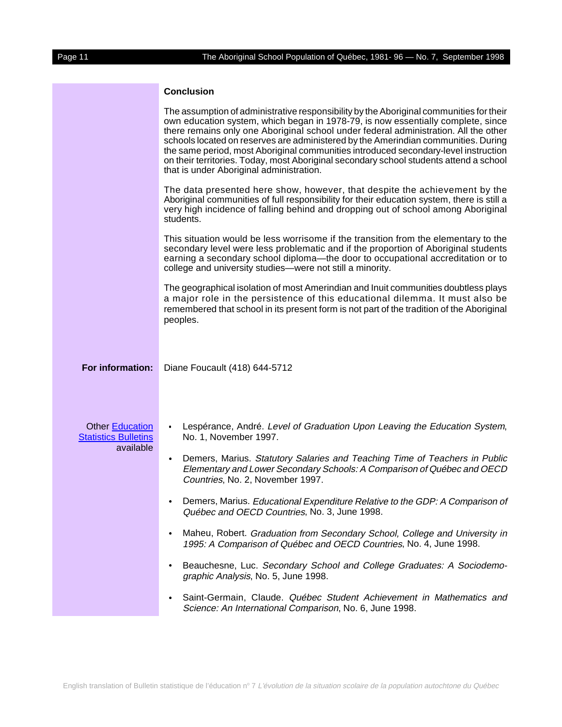## Conclusion

The assumption of administrative responsibility by the Aboriginal communities for their own education system, which began in 1978-79, is now essentially complete, since there remains only one Aboriginal school under federal administration. All the other schools located on reserves are administered by the Amerindian communities. During the same period, most Aboriginal communities introduced secondary-level instruction on their territories. Today, most Aboriginal secondary school students attend a school that is under Aboriginal administration.

The data presented here show, however, that despite the achievement by the Aboriginal communities of full responsibility for their education system, there is still a very high incidence of falling behind and dropping out of school among Aboriginal students.

This situation would be less worrisome if the transition from the elementary to the secondary level were less problematic and if the proportion of Aboriginal students earning a secondary school diploma—the door to occupational accreditation or to college and university studies—were not still a minority.

The geographical isolation of most Amerindian and Inuit communities doubtless plays a major role in the persistence of this educational dilemma. It must also be remembered that school in its present form is not part of the tradition of the Aboriginal peoples.

**For information:** Diane Foucault (418) 644-5712

Other Education Statistics Bulletins available

- Lespérance, André. *Level of Graduation Upon Leaving the Education System*, No. 1, November 1997.
- Demers, Marius. *Statutory Salaries and Teaching Time of Teachers in Public Elementary and Lower Secondary Schools: A Comparison of Québec and OECD Countries*, No. 2, November 1997.
- Demers, Marius. *Educational Expenditure Relative to the GDP: A Comparison of Québec and OECD Countries*, No. 3, June 1998.
- Maheu, Robert. *Graduation from Secondary School, College and University in 1995: A Comparison of Québec and OECD Countries*, No. 4, June 1998.
- Beauchesne, Luc. *Secondary School and College Graduates: A Sociodemographic Analysis*, No. 5, June 1998.
- Saint-Germain, Claude. *Québec Student Achievement in Mathematics and Science: An International Comparison*, No. 6, June 1998.

English translation of Bulletin statistique de l'éducation n° 7 *L'évolution de la situation scolaire de la population autochtone du Québec*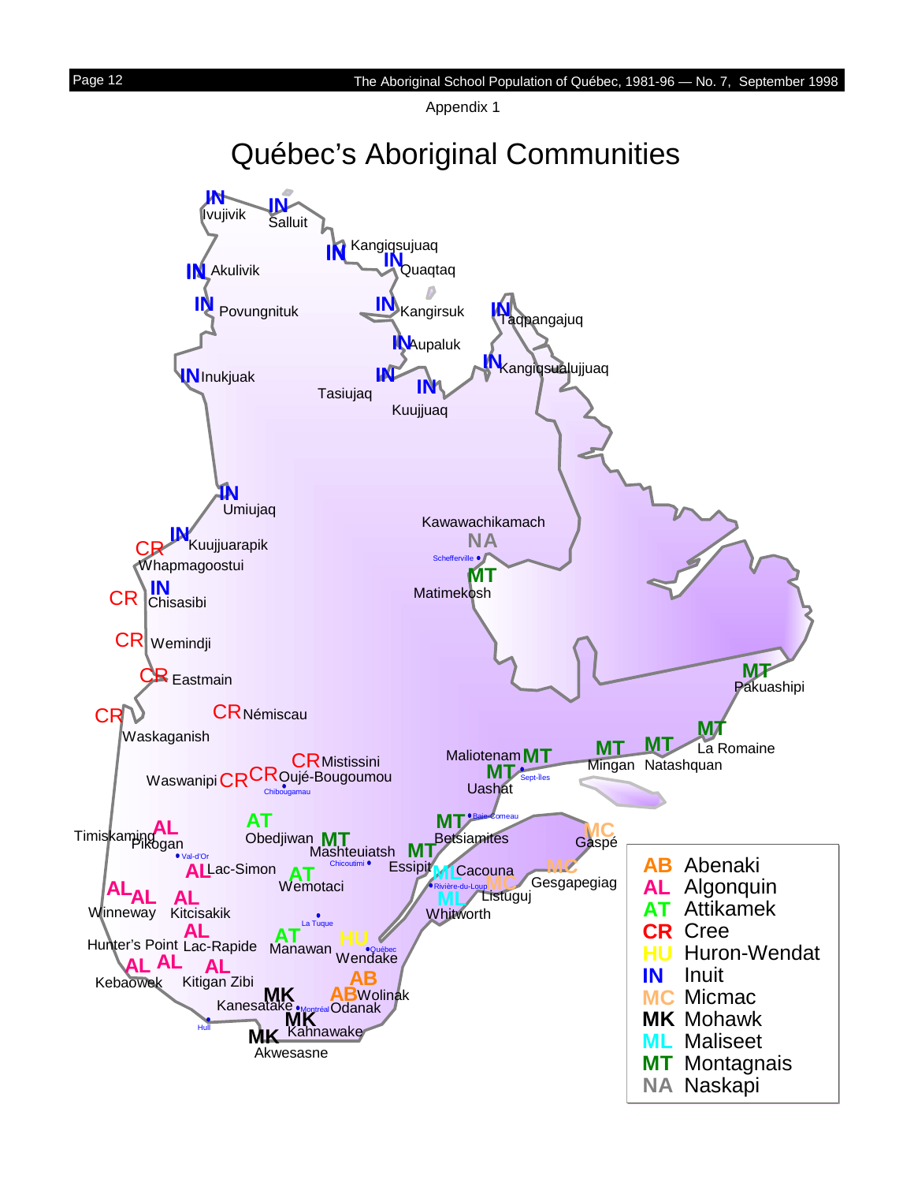Appendix 1

# Québec's Aboriginal Communities

IN Ivujivik
IN Salluit
IN Kangiqsujuaq
IN Quaqtaq
IN Akulivik
IN Povungnituk
IN Kangirsuk
IN Taqpangajuq
IN Aupaluk
IN Kangiqsualujjuaq
IN Inukjuak
IN Tasiujaq
IN Kuujjuaq
IN Umiujaq
Kawawachikamach NA
Schefferville
IN Kuujjuarapik
CR Whapmagoostui
MT Matimekosh
CR IN Chisasibi
CR Wemindji
CR Eastmain
MT Pakuashipi
CR Waskaganish
CR Némiscau
MT La Romaine
Maliotenam MT
MT Mingan
MT Natashquan
CR Mistissini
Waswanipi CR
CR Oujé-Bougoumou
Chibougamau
MT Uashat
Sept-Îles
MT Betsiamites
Baie-Comeau
MC Gaspé
Timiskaming AL
Pikogan
AT Obedjiwan
MT Mashteuiatsh
Chicoutimi
MT Essipit
Val-d'Or
AL Lac-Simon
AT Wemotaci
ML Cacouna
MC Gesgapegiag
Rivière-du-Loup
MC Listuguj
ML Whitworth
AL AL Winneway
AL Kitcisakik
La Tuque
AL Hunter's Point
AL Lac-Rapide
AT Manawan
HU Wendake
Québec
AL AL Kebaowek
AL Kitigan Zibi
AB Wolinak
MK Kanesatake
Montréal
AB Odanak
MK Kahnawake
Hull
MK Akwesasne

| Code | Nation |
|---|---|
| AB | Abenaki |
| AL | Algonquin |
| AT | Attikamek |
| CR | Cree |
| HU | Huron-Wendat |
| IN | Inuit |
| MC | Micmac |
| MK | Mohawk |
| ML | Maliseet |
| MT | Montagnais |
| NA | Naskapi |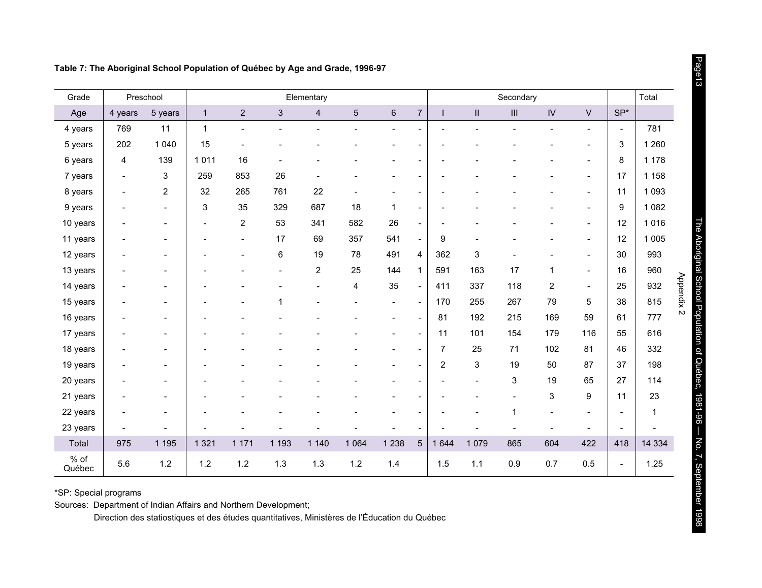**Table 7: The Aboriginal School Population of Québec by Age and Grade, 1996-97**

| Grade | Preschool | | Elementary | | | | | | | Secondary | | | | | | Total |
|---|---|---|---|---|---|---|---|---|---|---|---|---|---|---|---|---|
| Age | 4 years | 5 years | 1 | 2 | 3 | 4 | 5 | 6 | 7 | I | II | III | IV | V | SP* | |
| 4 years | 769 | 11 | 1 | - | - | - | - | - | - | - | - | - | - | - | - | 781 |
| 5 years | 202 | 1 040 | 15 | - | - | - | - | - | - | - | - | - | - | - | 3 | 1 260 |
| 6 years | 4 | 139 | 1 011 | 16 | - | - | - | - | - | - | - | - | - | - | 8 | 1 178 |
| 7 years | - | 3 | 259 | 853 | 26 | - | - | - | - | - | - | - | - | - | 17 | 1 158 |
| 8 years | - | 2 | 32 | 265 | 761 | 22 | - | - | - | - | - | - | - | - | 11 | 1 093 |
| 9 years | - | - | 3 | 35 | 329 | 687 | 18 | 1 | - | - | - | - | - | - | 9 | 1 082 |
| 10 years | - | - | - | 2 | 53 | 341 | 582 | 26 | - | - | - | - | - | - | 12 | 1 016 |
| 11 years | - | - | - | - | 17 | 69 | 357 | 541 | - | 9 | - | - | - | - | 12 | 1 005 |
| 12 years | - | - | - | - | 6 | 19 | 78 | 491 | 4 | 362 | 3 | - | - | - | 30 | 993 |
| 13 years | - | - | - | - | - | 2 | 25 | 144 | 1 | 591 | 163 | 17 | 1 | - | 16 | 960 |
| 14 years | - | - | - | - | - | - | 4 | 35 | - | 411 | 337 | 118 | 2 | - | 25 | 932 |
| 15 years | - | - | - | - | 1 | - | - | - | - | 170 | 255 | 267 | 79 | 5 | 38 | 815 |
| 16 years | - | - | - | - | - | - | - | - | - | 81 | 192 | 215 | 169 | 59 | 61 | 777 |
| 17 years | - | - | - | - | - | - | - | - | - | 11 | 101 | 154 | 179 | 116 | 55 | 616 |
| 18 years | - | - | - | - | - | - | - | - | - | 7 | 25 | 71 | 102 | 81 | 46 | 332 |
| 19 years | - | - | - | - | - | - | - | - | - | 2 | 3 | 19 | 50 | 87 | 37 | 198 |
| 20 years | - | - | - | - | - | - | - | - | - | - | - | 3 | 19 | 65 | 27 | 114 |
| 21 years | - | - | - | - | - | - | - | - | - | - | - | - | 3 | 9 | 11 | 23 |
| 22 years | - | - | - | - | - | - | - | - | - | - | - | 1 | - | - | - | 1 |
| 23 years | - | - | - | - | - | - | - | - | - | - | - | - | - | - | - | - |
| Total | 975 | 1 195 | 1 321 | 1 171 | 1 193 | 1 140 | 1 064 | 1 238 | 5 | 1 644 | 1 079 | 865 | 604 | 422 | 418 | 14 334 |
| % of Québec | 5.6 | 1.2 | 1.2 | 1.2 | 1.3 | 1.3 | 1.2 | 1.4 | | 1.5 | 1.1 | 0.9 | 0.7 | 0.5 | - | 1.25 |

*SP: Special programs

Sources: Department of Indian Affairs and Northern Development;
Direction des statiostiques et des études quantitatives, Ministères de l'Éducation du Québec

Appendix 2